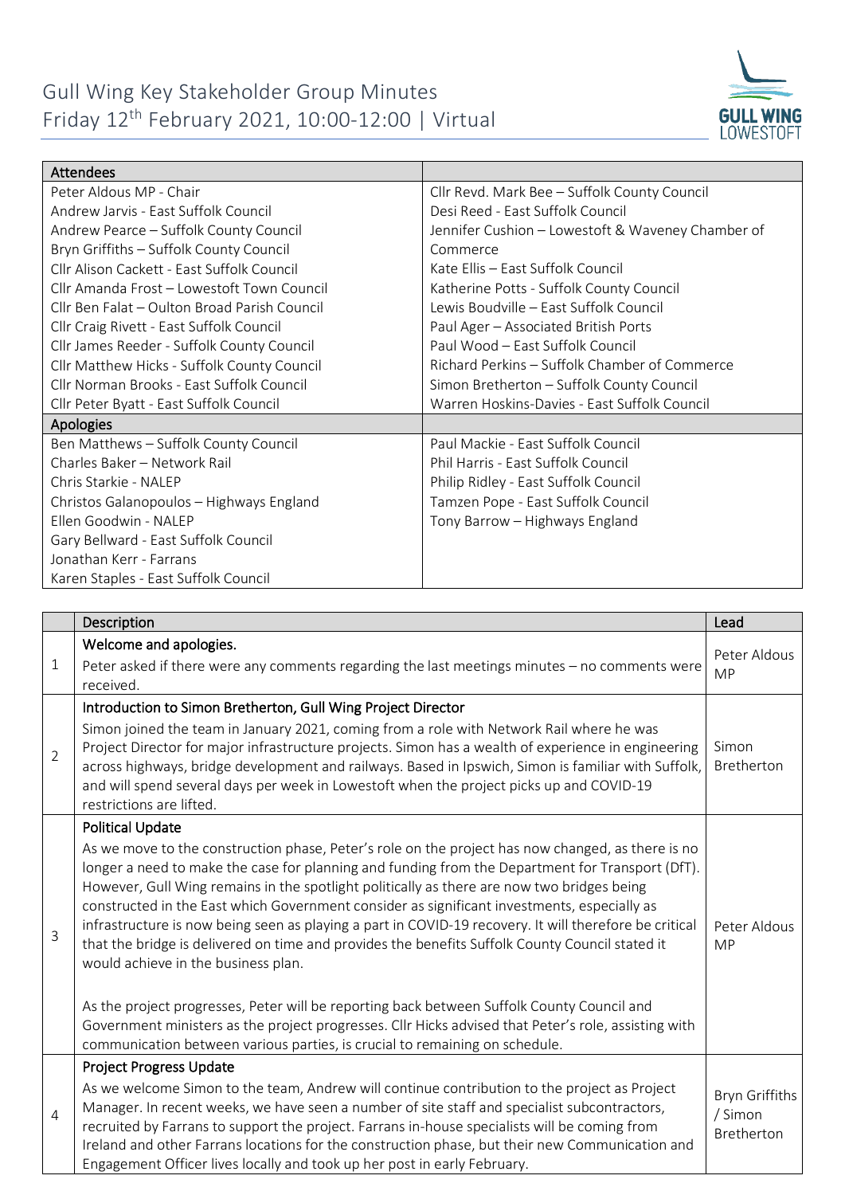# Gull Wing Key Stakeholder Group Minutes
Friday 12th February 2021, 10:00-12:00 | Virtual

| Attendees | |
|---|---|
| Peter Aldous MP - Chair | Cllr Revd. Mark Bee – Suffolk County Council |
| Andrew Jarvis - East Suffolk Council | Desi Reed - East Suffolk Council |
| Andrew Pearce – Suffolk County Council | Jennifer Cushion – Lowestoft & Waveney Chamber of Commerce |
| Bryn Griffiths – Suffolk County Council | Kate Ellis – East Suffolk Council |
| Cllr Alison Cackett - East Suffolk Council | Katherine Potts - Suffolk County Council |
| Cllr Amanda Frost – Lowestoft Town Council | Lewis Boudville – East Suffolk Council |
| Cllr Ben Falat – Oulton Broad Parish Council | Paul Ager – Associated British Ports |
| Cllr Craig Rivett - East Suffolk Council | Paul Wood – East Suffolk Council |
| Cllr James Reeder - Suffolk County Council | Richard Perkins – Suffolk Chamber of Commerce |
| Cllr Matthew Hicks - Suffolk County Council | Simon Bretherton – Suffolk County Council |
| Cllr Norman Brooks - East Suffolk Council | Warren Hoskins-Davies - East Suffolk Council |
| Cllr Peter Byatt - East Suffolk Council | |
| **Apologies** | |
| Ben Matthews – Suffolk County Council | Paul Mackie - East Suffolk Council |
| Charles Baker – Network Rail | Phil Harris - East Suffolk Council |
| Chris Starkie - NALEP | Philip Ridley - East Suffolk Council |
| Christos Galanopoulos – Highways England | Tamzen Pope - East Suffolk Council |
| Ellen Goodwin - NALEP | Tony Barrow – Highways England |
| Gary Bellward - East Suffolk Council | |
| Jonathan Kerr - Farrans | |
| Karen Staples - East Suffolk Council | |

| | Description | Lead |
|---|---|---|
| 1 | **Welcome and apologies.**<br>Peter asked if there were any comments regarding the last meetings minutes – no comments were received. | Peter Aldous MP |
| 2 | **Introduction to Simon Bretherton, Gull Wing Project Director**<br>Simon joined the team in January 2021, coming from a role with Network Rail where he was Project Director for major infrastructure projects. Simon has a wealth of experience in engineering across highways, bridge development and railways. Based in Ipswich, Simon is familiar with Suffolk, and will spend several days per week in Lowestoft when the project picks up and COVID-19 restrictions are lifted. | Simon Bretherton |
| 3 | **Political Update**<br>As we move to the construction phase, Peter's role on the project has now changed, as there is no longer a need to make the case for planning and funding from the Department for Transport (DfT). However, Gull Wing remains in the spotlight politically as there are now two bridges being constructed in the East which Government consider as significant investments, especially as infrastructure is now being seen as playing a part in COVID-19 recovery. It will therefore be critical that the bridge is delivered on time and provides the benefits Suffolk County Council stated it would achieve in the business plan.<br><br>As the project progresses, Peter will be reporting back between Suffolk County Council and Government ministers as the project progresses. Cllr Hicks advised that Peter's role, assisting with communication between various parties, is crucial to remaining on schedule. | Peter Aldous MP |
| 4 | **Project Progress Update**<br>As we welcome Simon to the team, Andrew will continue contribution to the project as Project Manager. In recent weeks, we have seen a number of site staff and specialist subcontractors, recruited by Farrans to support the project. Farrans in-house specialists will be coming from Ireland and other Farrans locations for the construction phase, but their new Communication and Engagement Officer lives locally and took up her post in early February. | Bryn Griffiths / Simon Bretherton |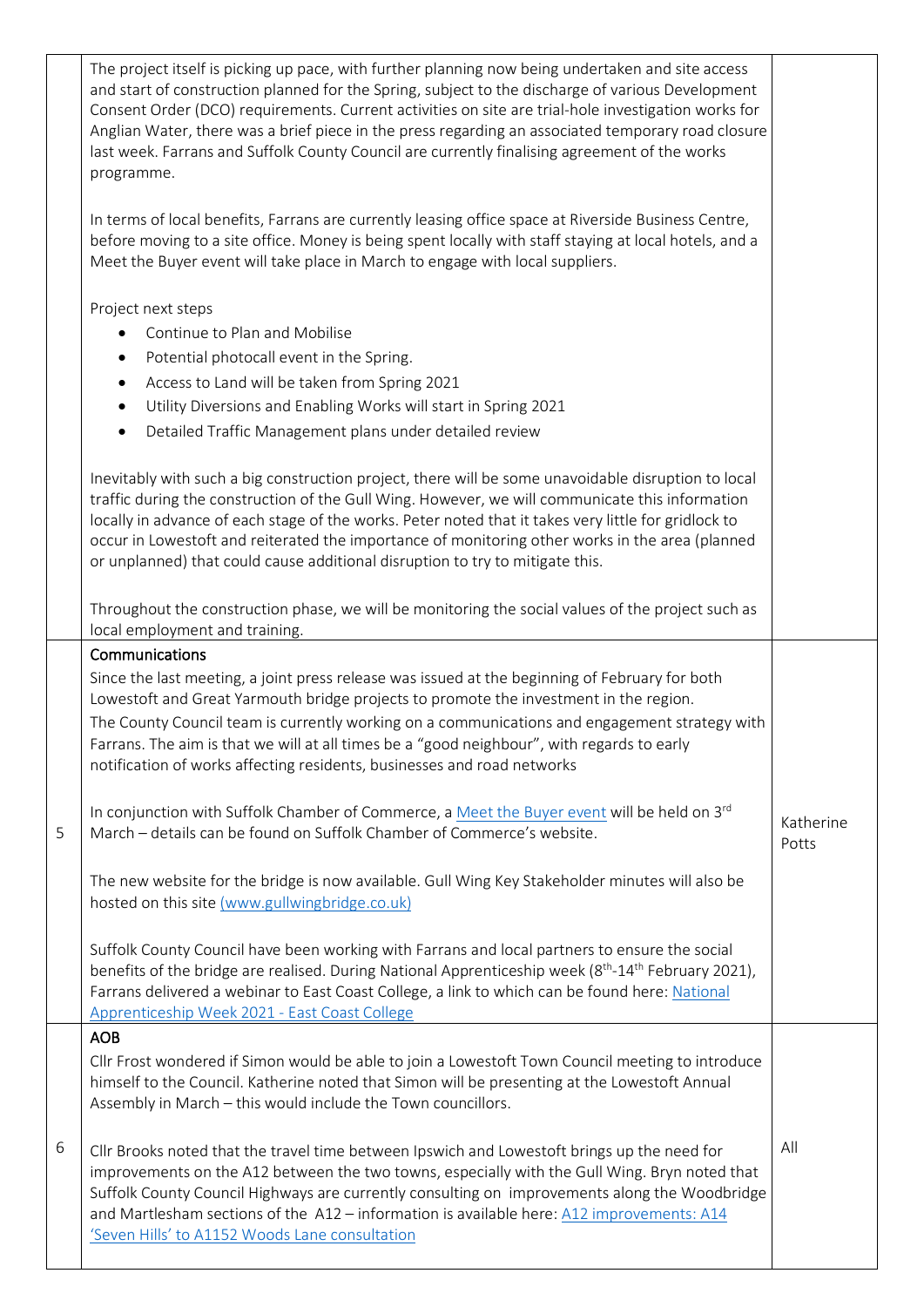| | | |
|---|---|---|
| | The project itself is picking up pace, with further planning now being undertaken and site access and start of construction planned for the Spring, subject to the discharge of various Development Consent Order (DCO) requirements. Current activities on site are trial-hole investigation works for Anglian Water, there was a brief piece in the press regarding an associated temporary road closure last week. Farrans and Suffolk County Council are currently finalising agreement of the works programme.<br><br>In terms of local benefits, Farrans are currently leasing office space at Riverside Business Centre, before moving to a site office. Money is being spent locally with staff staying at local hotels, and a Meet the Buyer event will take place in March to engage with local suppliers.<br><br>Project next steps<br>• Continue to Plan and Mobilise<br>• Potential photocall event in the Spring.<br>• Access to Land will be taken from Spring 2021<br>• Utility Diversions and Enabling Works will start in Spring 2021<br>• Detailed Traffic Management plans under detailed review<br><br>Inevitably with such a big construction project, there will be some unavoidable disruption to local traffic during the construction of the Gull Wing. However, we will communicate this information locally in advance of each stage of the works. Peter noted that it takes very little for gridlock to occur in Lowestoft and reiterated the importance of monitoring other works in the area (planned or unplanned) that could cause additional disruption to try to mitigate this.<br><br>Throughout the construction phase, we will be monitoring the social values of the project such as local employment and training. | |
| 5 | **Communications**<br>Since the last meeting, a joint press release was issued at the beginning of February for both Lowestoft and Great Yarmouth bridge projects to promote the investment in the region.<br>The County Council team is currently working on a communications and engagement strategy with Farrans. The aim is that we will at all times be a "good neighbour", with regards to early notification of works affecting residents, businesses and road networks<br><br>In conjunction with Suffolk Chamber of Commerce, a Meet the Buyer event will be held on 3rd March – details can be found on Suffolk Chamber of Commerce's website.<br><br>The new website for the bridge is now available. Gull Wing Key Stakeholder minutes will also be hosted on this site (www.gullwingbridge.co.uk)<br><br>Suffolk County Council have been working with Farrans and local partners to ensure the social benefits of the bridge are realised. During National Apprenticeship week (8th-14th February 2021), Farrans delivered a webinar to East Coast College, a link to which can be found here: National Apprenticeship Week 2021 - East Coast College | Katherine Potts |
| 6 | **AOB**<br>Cllr Frost wondered if Simon would be able to join a Lowestoft Town Council meeting to introduce himself to the Council. Katherine noted that Simon will be presenting at the Lowestoft Annual Assembly in March – this would include the Town councillors.<br><br>Cllr Brooks noted that the travel time between Ipswich and Lowestoft brings up the need for improvements on the A12 between the two towns, especially with the Gull Wing. Bryn noted that Suffolk County Council Highways are currently consulting on improvements along the Woodbridge and Martlesham sections of the A12 – information is available here: A12 improvements: A14 'Seven Hills' to A1152 Woods Lane consultation | All |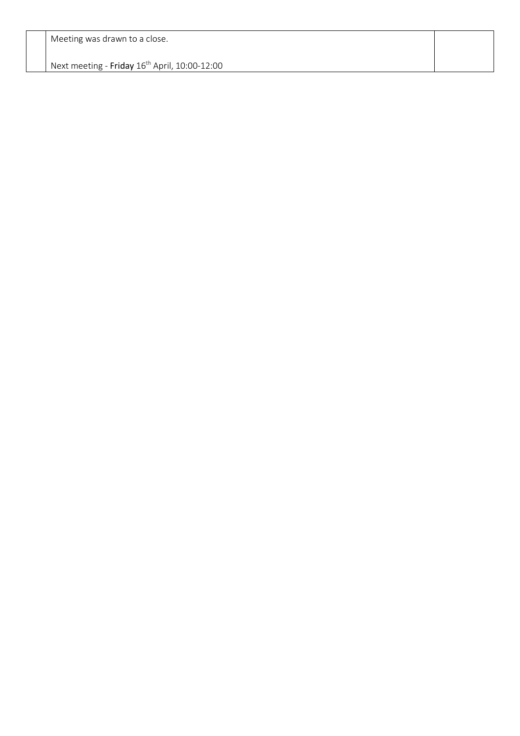| | | |
|---|---|---|
| | Meeting was drawn to a close.<br><br>Next meeting - **Friday** 16th April, 10:00-12:00 | |